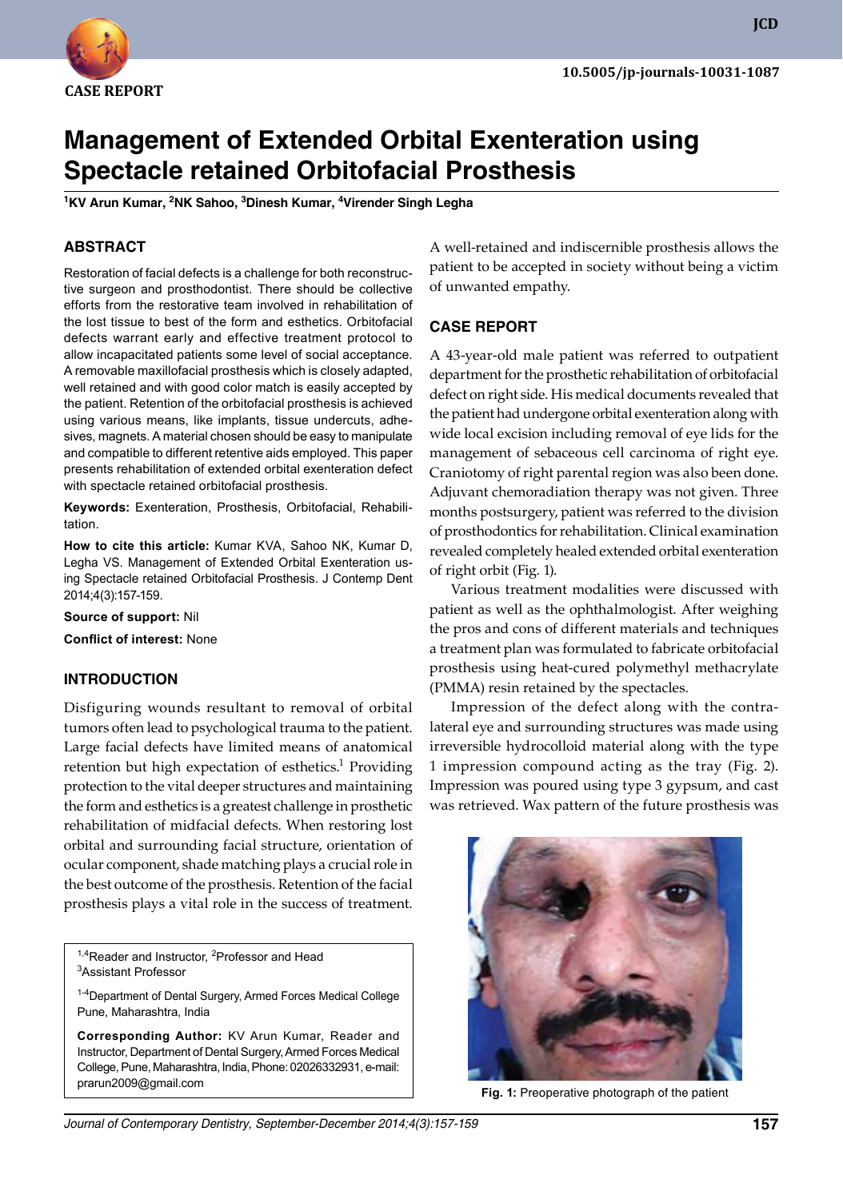CASE REPORT

10.5005/jp-journals-10031-1087

# Management of Extended Orbital Exenteration using Spectacle retained Orbitofacial Prosthesis

[1]KV Arun Kumar, [2]NK Sahoo, [3]Dinesh Kumar, [4]Virender Singh Legha

## ABSTRACT

Restoration of facial defects is a challenge for both reconstructive surgeon and prosthodontist. There should be collective efforts from the restorative team involved in rehabilitation of the lost tissue to best of the form and esthetics. Orbitofacial defects warrant early and effective treatment protocol to allow incapacitated patients some level of social acceptance. A removable maxillofacial prosthesis which is closely adapted, well retained and with good color match is easily accepted by the patient. Retention of the orbitofacial prosthesis is achieved using various means, like implants, tissue undercuts, adhesives, magnets. A material chosen should be easy to manipulate and compatible to different retentive aids employed. This paper presents rehabilitation of extended orbital exenteration defect with spectacle retained orbitofacial prosthesis.

**Keywords:** Exenteration, Prosthesis, Orbitofacial, Rehabilitation.

**How to cite this article:** Kumar KVA, Sahoo NK, Kumar D, Legha VS. Management of Extended Orbital Exenteration using Spectacle retained Orbitofacial Prosthesis. J Contemp Dent 2014;4(3):157-159.

**Source of support:** Nil

**Conflict of interest:** None

## INTRODUCTION

Disfiguring wounds resultant to removal of orbital tumors often lead to psychological trauma to the patient. Large facial defects have limited means of anatomical retention but high expectation of esthetics.[1] Providing protection to the vital deeper structures and maintaining the form and esthetics is a greatest challenge in prosthetic rehabilitation of midfacial defects. When restoring lost orbital and surrounding facial structure, orientation of ocular component, shade matching plays a crucial role in the best outcome of the prosthesis. Retention of the facial prosthesis plays a vital role in the success of treatment. A well-retained and indiscernible prosthesis allows the patient to be accepted in society without being a victim of unwanted empathy.

[1,4]Reader and Instructor, [2]Professor and Head
[3]Assistant Professor

[1-4]Department of Dental Surgery, Armed Forces Medical College Pune, Maharashtra, India

**Corresponding Author:** KV Arun Kumar, Reader and Instructor, Department of Dental Surgery, Armed Forces Medical College, Pune, Maharashtra, India, Phone: 02026332931, e-mail: prarun2009@gmail.com

## CASE REPORT

A 43-year-old male patient was referred to outpatient department for the prosthetic rehabilitation of orbitofacial defect on right side. His medical documents revealed that the patient had undergone orbital exenteration along with wide local excision including removal of eye lids for the management of sebaceous cell carcinoma of right eye. Craniotomy of right parental region was also been done. Adjuvant chemoradiation therapy was not given. Three months postsurgery, patient was referred to the division of prosthodontics for rehabilitation. Clinical examination revealed completely healed extended orbital exenteration of right orbit (Fig. 1).

Various treatment modalities were discussed with patient as well as the ophthalmologist. After weighing the pros and cons of different materials and techniques a treatment plan was formulated to fabricate orbitofacial prosthesis using heat-cured polymethyl methacrylate (PMMA) resin retained by the spectacles.

Impression of the defect along with the contralateral eye and surrounding structures was made using irreversible hydrocolloid material along with the type 1 impression compound acting as the tray (Fig. 2). Impression was poured using type 3 gypsum, and cast was retrieved. Wax pattern of the future prosthesis was

**Fig. 1:** Preoperative photograph of the patient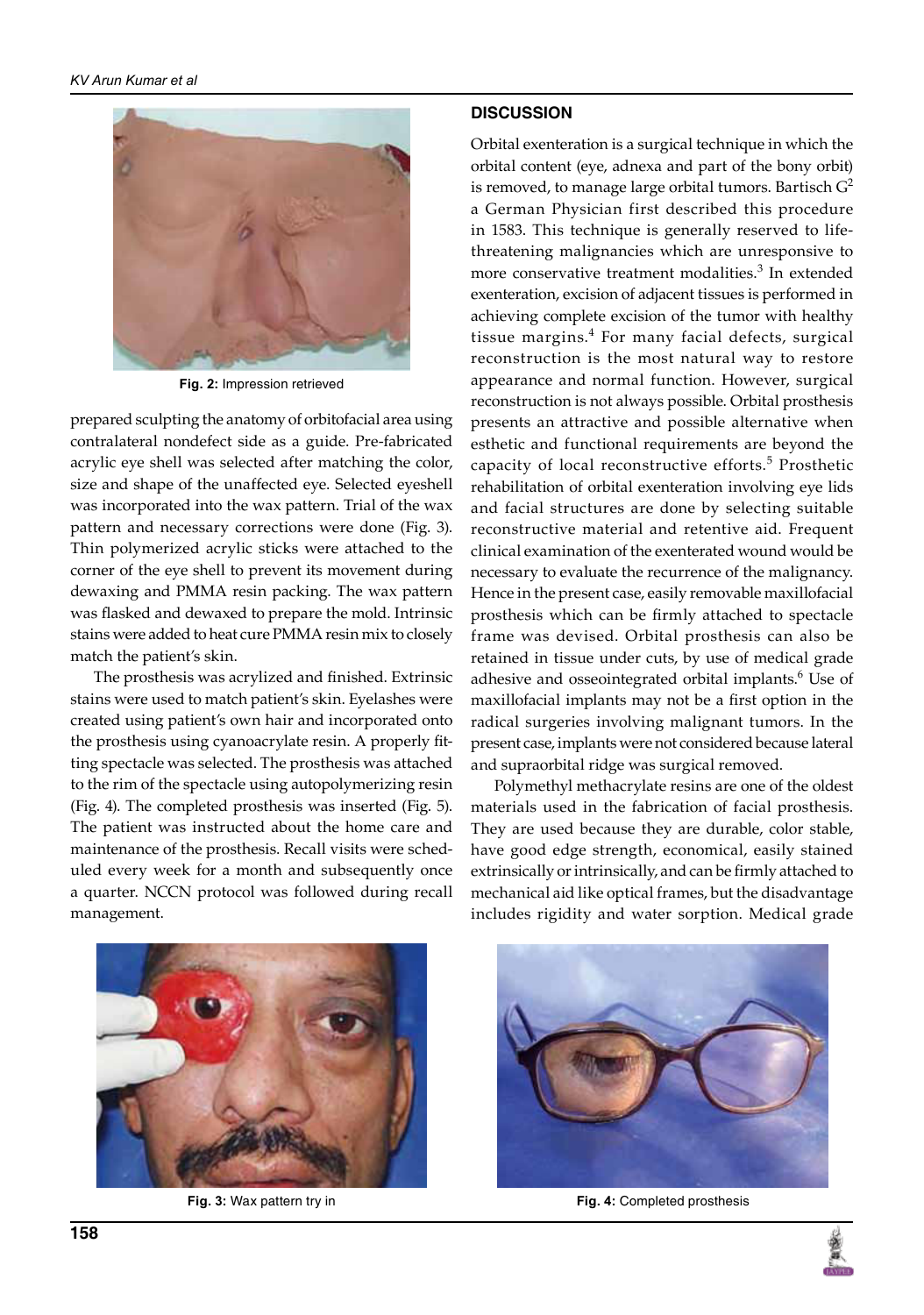Fig. 2: Impression retrieved

prepared sculpting the anatomy of orbitofacial area using contralateral nondefect side as a guide. Pre-fabricated acrylic eye shell was selected after matching the color, size and shape of the unaffected eye. Selected eyeshell was incorporated into the wax pattern. Trial of the wax pattern and necessary corrections were done (Fig. 3). Thin polymerized acrylic sticks were attached to the corner of the eye shell to prevent its movement during dewaxing and PMMA resin packing. The wax pattern was flasked and dewaxed to prepare the mold. Intrinsic stains were added to heat cure PMMA resin mix to closely match the patient's skin.

The prosthesis was acrylized and finished. Extrinsic stains were used to match patient's skin. Eyelashes were created using patient's own hair and incorporated onto the prosthesis using cyanoacrylate resin. A properly fitting spectacle was selected. The prosthesis was attached to the rim of the spectacle using autopolymerizing resin (Fig. 4). The completed prosthesis was inserted (Fig. 5). The patient was instructed about the home care and maintenance of the prosthesis. Recall visits were scheduled every week for a month and subsequently once a quarter. NCCN protocol was followed during recall management.

## DISCUSSION

Orbital exenteration is a surgical technique in which the orbital content (eye, adnexa and part of the bony orbit) is removed, to manage large orbital tumors. Bartisch G[2] a German Physician first described this procedure in 1583. This technique is generally reserved to life-threatening malignancies which are unresponsive to more conservative treatment modalities.[3] In extended exenteration, excision of adjacent tissues is performed in achieving complete excision of the tumor with healthy tissue margins.[4] For many facial defects, surgical reconstruction is the most natural way to restore appearance and normal function. However, surgical reconstruction is not always possible. Orbital prosthesis presents an attractive and possible alternative when esthetic and functional requirements are beyond the capacity of local reconstructive efforts.[5] Prosthetic rehabilitation of orbital exenteration involving eye lids and facial structures are done by selecting suitable reconstructive material and retentive aid. Frequent clinical examination of the exenterated wound would be necessary to evaluate the recurrence of the malignancy. Hence in the present case, easily removable maxillofacial prosthesis which can be firmly attached to spectacle frame was devised. Orbital prosthesis can also be retained in tissue under cuts, by use of medical grade adhesive and osseointegrated orbital implants.[6] Use of maxillofacial implants may not be a first option in the radical surgeries involving malignant tumors. In the present case, implants were not considered because lateral and supraorbital ridge was surgical removed.

Polymethyl methacrylate resins are one of the oldest materials used in the fabrication of facial prosthesis. They are used because they are durable, color stable, have good edge strength, economical, easily stained extrinsically or intrinsically, and can be firmly attached to mechanical aid like optical frames, but the disadvantage includes rigidity and water sorption. Medical grade

Fig. 3: Wax pattern try in

Fig. 4: Completed prosthesis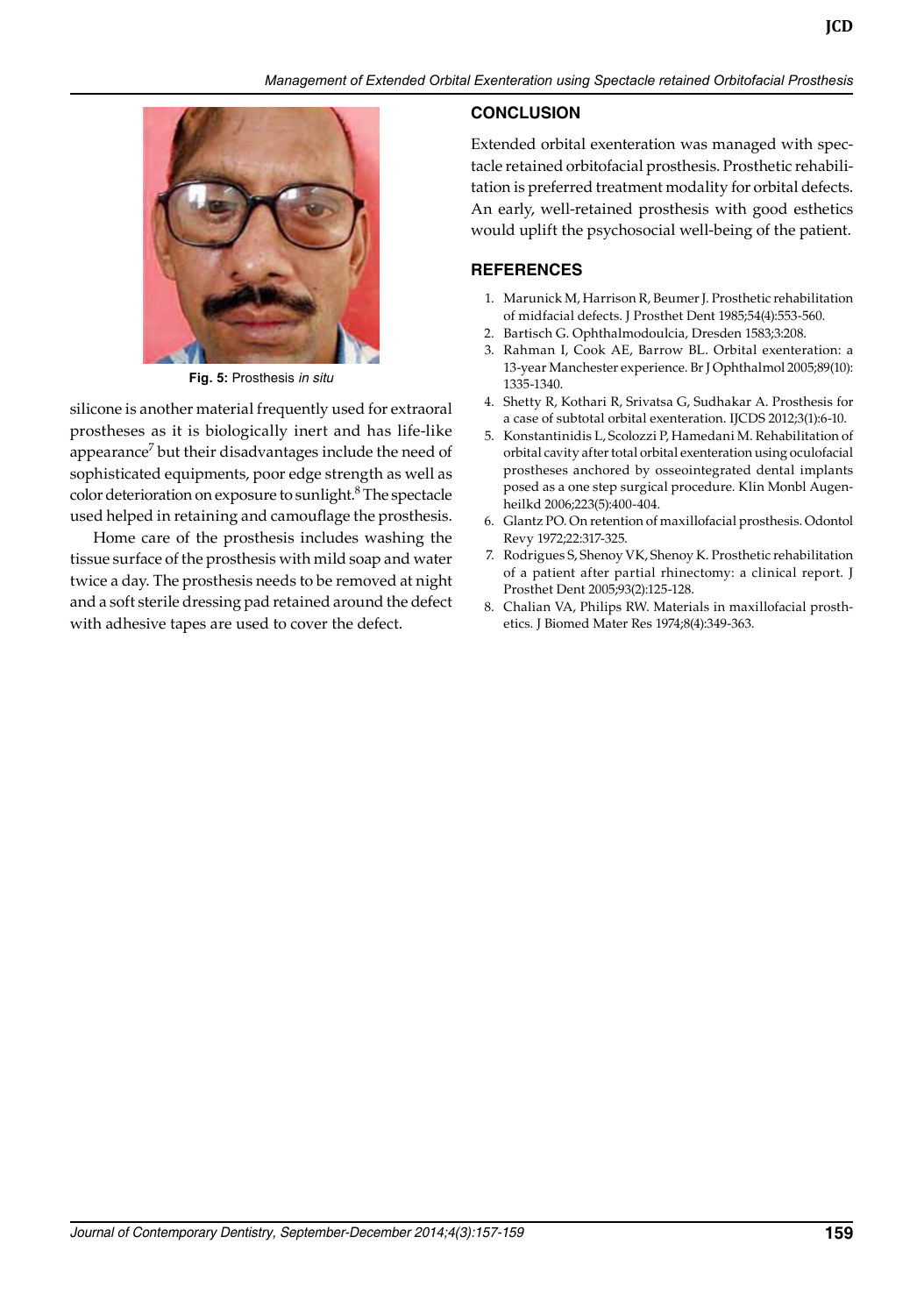Fig. 5: Prosthesis *in situ*

silicone is another material frequently used for extraoral prostheses as it is biologically inert and has life-like appearance[7] but their disadvantages include the need of sophisticated equipments, poor edge strength as well as color deterioration on exposure to sunlight.[8] The spectacle used helped in retaining and camouflage the prosthesis.

Home care of the prosthesis includes washing the tissue surface of the prosthesis with mild soap and water twice a day. The prosthesis needs to be removed at night and a soft sterile dressing pad retained around the defect with adhesive tapes are used to cover the defect.

## CONCLUSION

Extended orbital exenteration was managed with spectacle retained orbitofacial prosthesis. Prosthetic rehabilitation is preferred treatment modality for orbital defects. An early, well-retained prosthesis with good esthetics would uplift the psychosocial well-being of the patient.

## REFERENCES

1. Marunick M, Harrison R, Beumer J. Prosthetic rehabilitation of midfacial defects. J Prosthet Dent 1985;54(4):553-560.
2. Bartisch G. Ophthalmodoulcia, Dresden 1583;3:208.
3. Rahman I, Cook AE, Barrow BL. Orbital exenteration: a 13-year Manchester experience. Br J Ophthalmol 2005;89(10):1335-1340.
4. Shetty R, Kothari R, Srivatsa G, Sudhakar A. Prosthesis for a case of subtotal orbital exenteration. IJCDS 2012;3(1):6-10.
5. Konstantinidis L, Scolozzi P, Hamedani M. Rehabilitation of orbital cavity after total orbital exenteration using oculofacial prostheses anchored by osseointegrated dental implants posed as a one step surgical procedure. Klin Monbl Augenheilkd 2006;223(5):400-404.
6. Glantz PO. On retention of maxillofacial prosthesis. Odontol Revy 1972;22:317-325.
7. Rodrigues S, Shenoy VK, Shenoy K. Prosthetic rehabilitation of a patient after partial rhinectomy: a clinical report. J Prosthet Dent 2005;93(2):125-128.
8. Chalian VA, Philips RW. Materials in maxillofacial prosthetics. J Biomed Mater Res 1974;8(4):349-363.